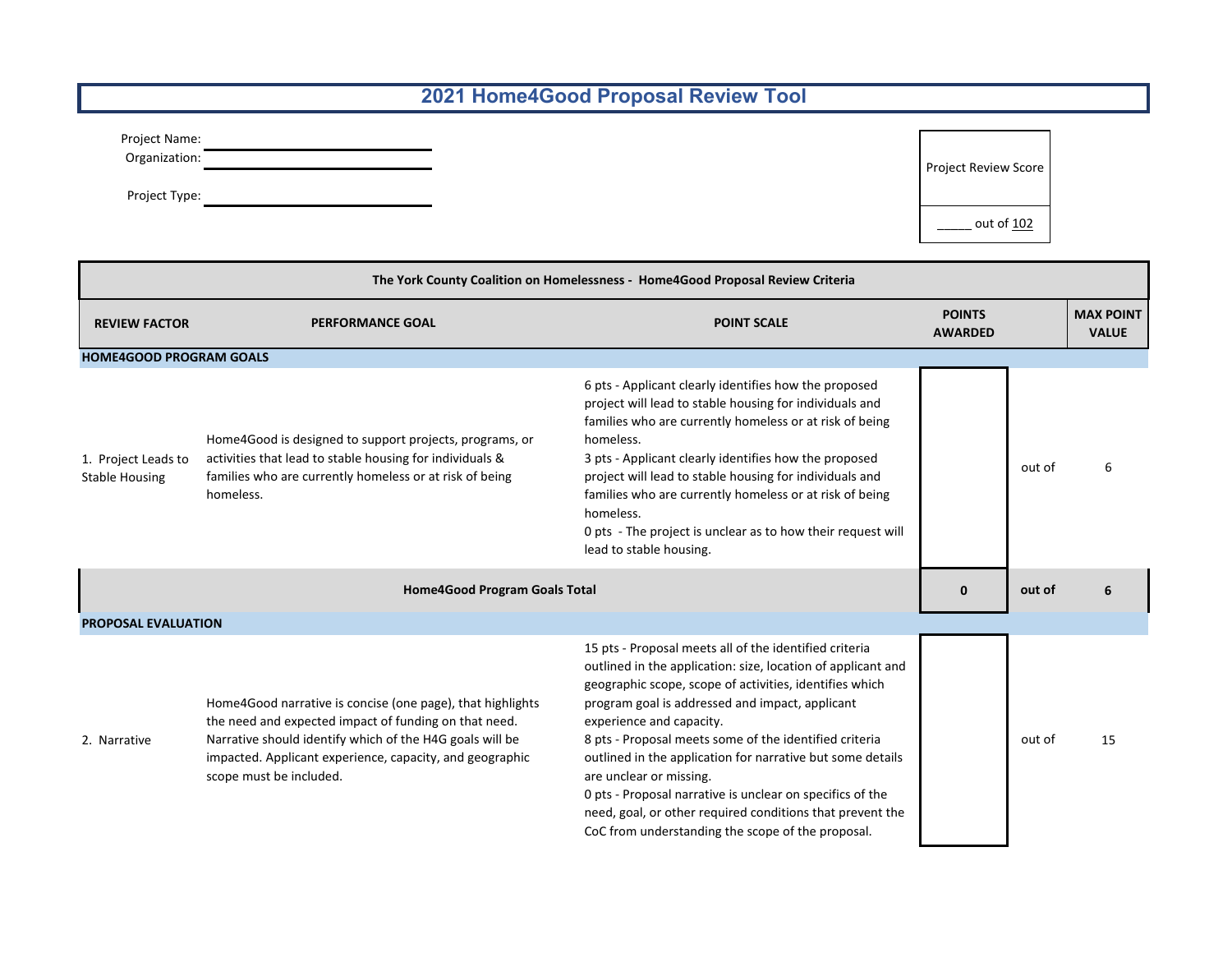# 2021 Home4Good Proposal Review Tool

Project Name: ______________________

Organization: ______________________

Project Type: ______________________

| Project Review Score |
|---|
| _____ out of 102 |

| The York County Coalition on Homelessness - Home4Good Proposal Review Criteria | | | | | |
|---|---|---|---|---|---|
| **REVIEW FACTOR** | **PERFORMANCE GOAL** | **POINT SCALE** | **POINTS AWARDED** | | **MAX POINT VALUE** |
| **HOME4GOOD PROGRAM GOALS** | | | | | |
| 1. Project Leads to Stable Housing | Home4Good is designed to support projects, programs, or activities that lead to stable housing for individuals & families who are currently homeless or at risk of being homeless. | 6 pts - Applicant clearly identifies how the proposed project will lead to stable housing for individuals and families who are currently homeless or at risk of being homeless.<br>3 pts - Applicant clearly identifies how the proposed project will lead to stable housing for individuals and families who are currently homeless or at risk of being homeless.<br>0 pts - The project is unclear as to how their request will lead to stable housing. | | out of | 6 |
| **Home4Good Program Goals Total** | | | **0** | **out of** | **6** |
| **PROPOSAL EVALUATION** | | | | | |
| 2. Narrative | Home4Good narrative is concise (one page), that highlights the need and expected impact of funding on that need. Narrative should identify which of the H4G goals will be impacted. Applicant experience, capacity, and geographic scope must be included. | 15 pts - Proposal meets all of the identified criteria outlined in the application: size, location of applicant and geographic scope, scope of activities, identifies which program goal is addressed and impact, applicant experience and capacity.<br>8 pts - Proposal meets some of the identified criteria outlined in the application for narrative but some details are unclear or missing.<br>0 pts - Proposal narrative is unclear on specifics of the need, goal, or other required conditions that prevent the CoC from understanding the scope of the proposal. | | out of | 15 |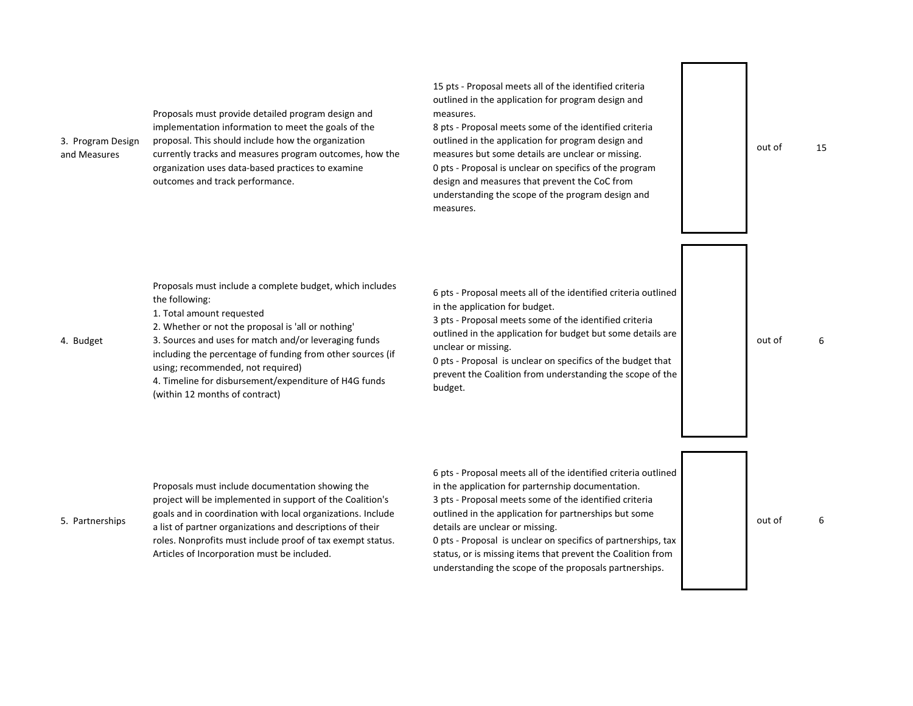| Criteria | Description | Scoring | Score | | Max |
|---|---|---|---|---|---|
| 3. Program Design and Measures | Proposals must provide detailed program design and implementation information to meet the goals of the proposal. This should include how the organization currently tracks and measures program outcomes, how the organization uses data-based practices to examine outcomes and track performance. | 15 pts - Proposal meets all of the identified criteria outlined in the application for program design and measures.<br>8 pts - Proposal meets some of the identified criteria outlined in the application for program design and measures but some details are unclear or missing.<br>0 pts - Proposal is unclear on specifics of the program design and measures that prevent the CoC from understanding the scope of the program design and measures. | | out of | 15 |
| 4. Budget | Proposals must include a complete budget, which includes the following:<br>1. Total amount requested<br>2. Whether or not the proposal is 'all or nothing'<br>3. Sources and uses for match and/or leveraging funds including the percentage of funding from other sources (if using; recommended, not required)<br>4. Timeline for disbursement/expenditure of H4G funds (within 12 months of contract) | 6 pts - Proposal meets all of the identified criteria outlined in the application for budget.<br>3 pts - Proposal meets some of the identified criteria outlined in the application for budget but some details are unclear or missing.<br>0 pts - Proposal is unclear on specifics of the budget that prevent the Coalition from understanding the scope of the budget. | | out of | 6 |
| 5. Partnerships | Proposals must include documentation showing the project will be implemented in support of the Coalition's goals and in coordination with local organizations. Include a list of partner organizations and descriptions of their roles. Nonprofits must include proof of tax exempt status. Articles of Incorporation must be included. | 6 pts - Proposal meets all of the identified criteria outlined in the application for parternship documentation.<br>3 pts - Proposal meets some of the identified criteria outlined in the application for partnerships but some details are unclear or missing.<br>0 pts - Proposal is unclear on specifics of partnerships, tax status, or is missing items that prevent the Coalition from understanding the scope of the proposals partnerships. | | out of | 6 |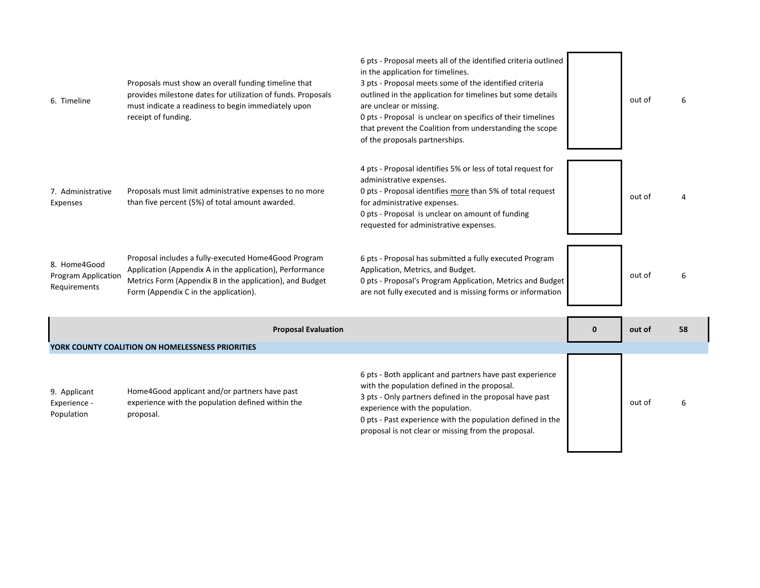| | | | | | |
|---|---|---|---|---|---|
| 6. Timeline | Proposals must show an overall funding timeline that provides milestone dates for utilization of funds. Proposals must indicate a readiness to begin immediately upon receipt of funding. | 6 pts - Proposal meets all of the identified criteria outlined in the application for timelines.<br>3 pts - Proposal meets some of the identified criteria outlined in the application for timelines but some details are unclear or missing.<br>0 pts - Proposal is unclear on specifics of their timelines that prevent the Coalition from understanding the scope of the proposals partnerships. | | out of | 6 |
| 7. Administrative Expenses | Proposals must limit administrative expenses to no more than five percent (5%) of total amount awarded. | 4 pts - Proposal identifies 5% or less of total request for administrative expenses.<br>0 pts - Proposal identifies more than 5% of total request for administrative expenses.<br>0 pts - Proposal is unclear on amount of funding requested for administrative expenses. | | out of | 4 |
| 8. Home4Good Program Application Requirements | Proposal includes a fully-executed Home4Good Program Application (Appendix A in the application), Performance Metrics Form (Appendix B in the application), and Budget Form (Appendix C in the application). | 6 pts - Proposal has submitted a fully executed Program Application, Metrics, and Budget.<br>0 pts - Proposal's Program Application, Metrics and Budget are not fully executed and is missing forms or information | | out of | 6 |
| **Proposal Evaluation** | | | **0** | **out of** | **58** |
| **YORK COUNTY COALITION ON HOMELESSNESS PRIORITIES** | | | | | |
| 9. Applicant Experience - Population | Home4Good applicant and/or partners have past experience with the population defined within the proposal. | 6 pts - Both applicant and partners have past experience with the population defined in the proposal.<br>3 pts - Only partners defined in the proposal have past experience with the population.<br>0 pts - Past experience with the population defined in the proposal is not clear or missing from the proposal. | | out of | 6 |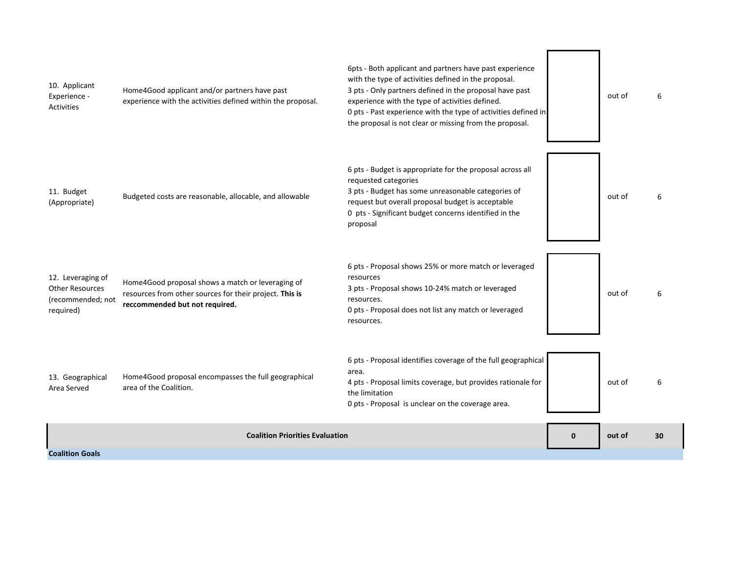| | | | | | |
|---|---|---|---|---|---|
| 10. Applicant Experience - Activities | Home4Good applicant and/or partners have past experience with the activities defined within the proposal. | 6pts - Both applicant and partners have past experience with the type of activities defined in the proposal.<br>3 pts - Only partners defined in the proposal have past experience with the type of activities defined.<br>0 pts - Past experience with the type of activities defined in the proposal is not clear or missing from the proposal. | | out of | 6 |
| 11. Budget (Appropriate) | Budgeted costs are reasonable, allocable, and allowable | 6 pts - Budget is appropriate for the proposal across all requested categories<br>3 pts - Budget has some unreasonable categories of request but overall proposal budget is acceptable<br>0 pts - Significant budget concerns identified in the proposal | | out of | 6 |
| 12. Leveraging of Other Resources (recommended; not required) | Home4Good proposal shows a match or leveraging of resources from other sources for their project. **This is reccommended but not required.** | 6 pts - Proposal shows 25% or more match or leveraged resources<br>3 pts - Proposal shows 10-24% match or leveraged resources.<br>0 pts - Proposal does not list any match or leveraged resources. | | out of | 6 |
| 13. Geographical Area Served | Home4Good proposal encompasses the full geographical area of the Coalition. | 6 pts - Proposal identifies coverage of the full geographical area.<br>4 pts - Proposal limits coverage, but provides rationale for the limitation<br>0 pts - Proposal is unclear on the coverage area. | | out of | 6 |
| | **Coalition Priorities Evaluation** | | **0** | **out of** | **30** |

**Coalition Goals**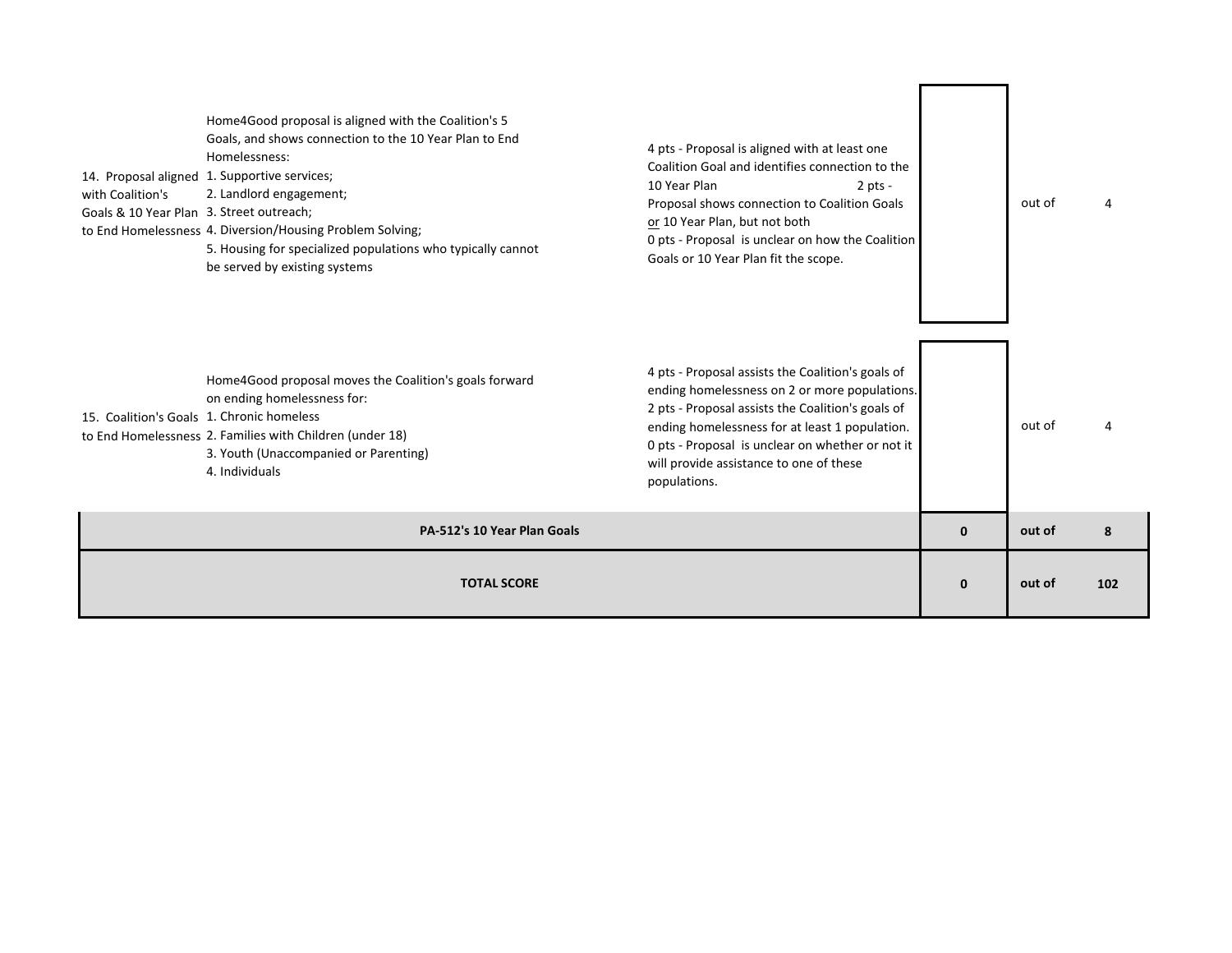| | | | | | |
|---|---|---|---|---|---|
| 14. Proposal aligned with Coalition's Goals & 10 Year Plan to End Homelessness | Home4Good proposal is aligned with the Coalition's 5 Goals, and shows connection to the 10 Year Plan to End Homelessness:<br>1. Supportive services;<br>2. Landlord engagement;<br>3. Street outreach;<br>4. Diversion/Housing Problem Solving;<br>5. Housing for specialized populations who typically cannot be served by existing systems | 4 pts - Proposal is aligned with at least one Coalition Goal and identifies connection to the 10 Year Plan<br>2 pts - Proposal shows connection to Coalition Goals or 10 Year Plan, but not both<br>0 pts - Proposal is unclear on how the Coalition Goals or 10 Year Plan fit the scope. | | out of | 4 |
| 15. Coalition's Goals to End Homelessness | Home4Good proposal moves the Coalition's goals forward on ending homelessness for:<br>1. Chronic homeless<br>2. Families with Children (under 18)<br>3. Youth (Unaccompanied or Parenting)<br>4. Individuals | 4 pts - Proposal assists the Coalition's goals of ending homelessness on 2 or more populations.<br>2 pts - Proposal assists the Coalition's goals of ending homelessness for at least 1 population.<br>0 pts - Proposal is unclear on whether or not it will provide assistance to one of these populations. | | out of | 4 |
| **PA-512's 10 Year Plan Goals** | | | **0** | **out of** | **8** |
| **TOTAL SCORE** | | | **0** | **out of** | **102** |